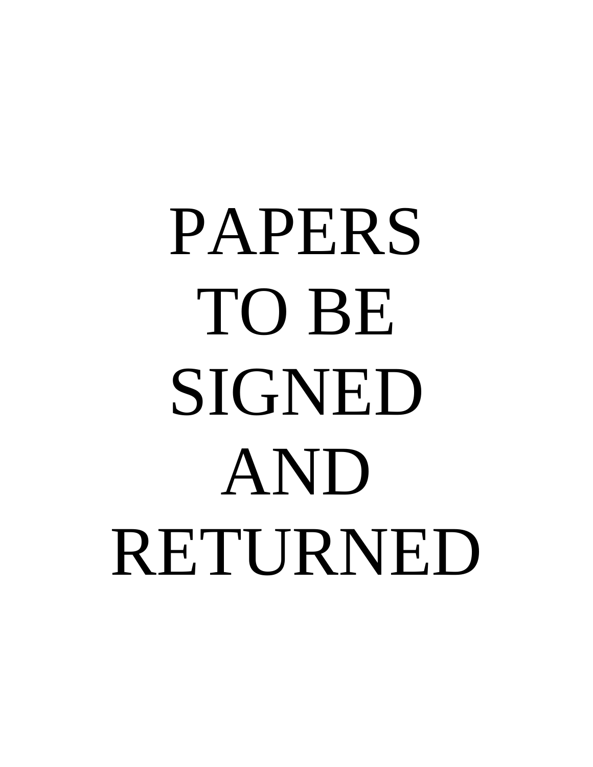# PAPERS TO BE SIGNED AND RETURNED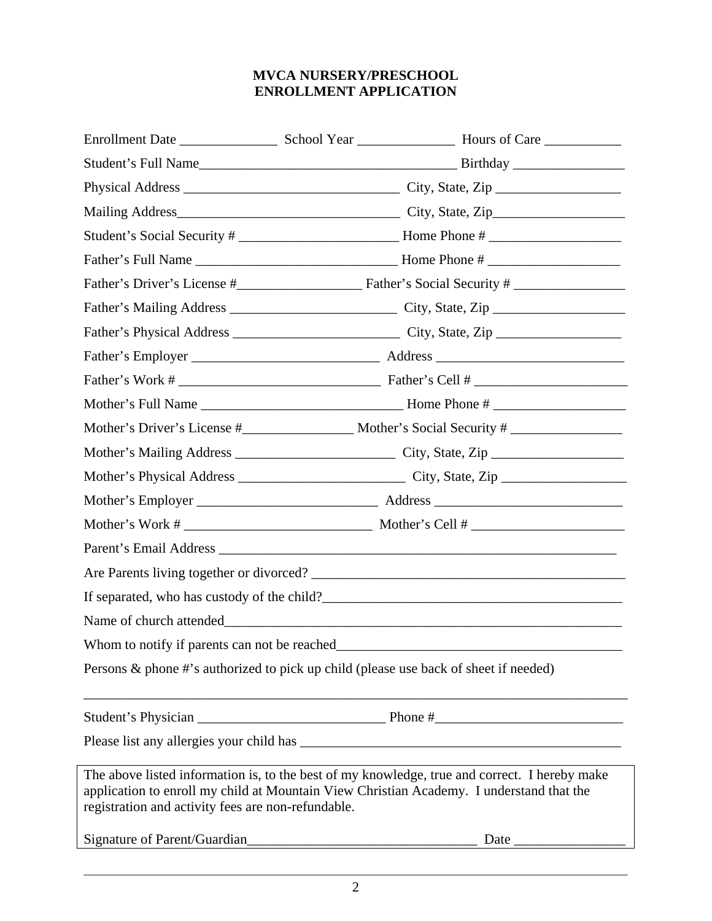**MVCA NURSERY/PRESCHOOL**
**ENROLLMENT APPLICATION**

Enrollment Date ______________ School Year ______________ Hours of Care ___________

Student's Full Name_____________________________________ Birthday ________________

Physical Address _______________________________ City, State, Zip __________________

Mailing Address________________________________ City, State, Zip___________________

Student's Social Security # _______________________ Home Phone # ___________________

Father's Full Name ____________________________ Home Phone # ___________________

Father's Driver's License #__________________ Father's Social Security # ________________

Father's Mailing Address ________________________ City, State, Zip ___________________

Father's Physical Address ________________________ City, State, Zip __________________

Father's Employer ___________________________ Address ___________________________

Father's Work # _____________________________ Father's Cell # ______________________

Mother's Full Name _____________________________ Home Phone # ___________________

Mother's Driver's License #________________ Mother's Social Security # ________________

Mother's Mailing Address _______________________ City, State, Zip ___________________

Mother's Physical Address ________________________ City, State, Zip __________________

Mother's Employer __________________________ Address ___________________________

Mother's Work # ___________________________ Mother's Cell # ______________________

Parent's Email Address ____________________________________________________________

Are Parents living together or divorced? ______________________________________________

If separated, who has custody of the child?_____________________________________________

Name of church attended___________________________________________________________

Whom to notify if parents can not be reached___________________________________________

Persons & phone #'s authorized to pick up child (please use back of sheet if needed)

___________________________________________________________________________________

Student's Physician ___________________________ Phone #___________________________

Please list any allergies your child has _______________________________________________

The above listed information is, to the best of my knowledge, true and correct. I hereby make application to enroll my child at Mountain View Christian Academy. I understand that the registration and activity fees are non-refundable.

Signature of Parent/Guardian_________________________________ Date ________________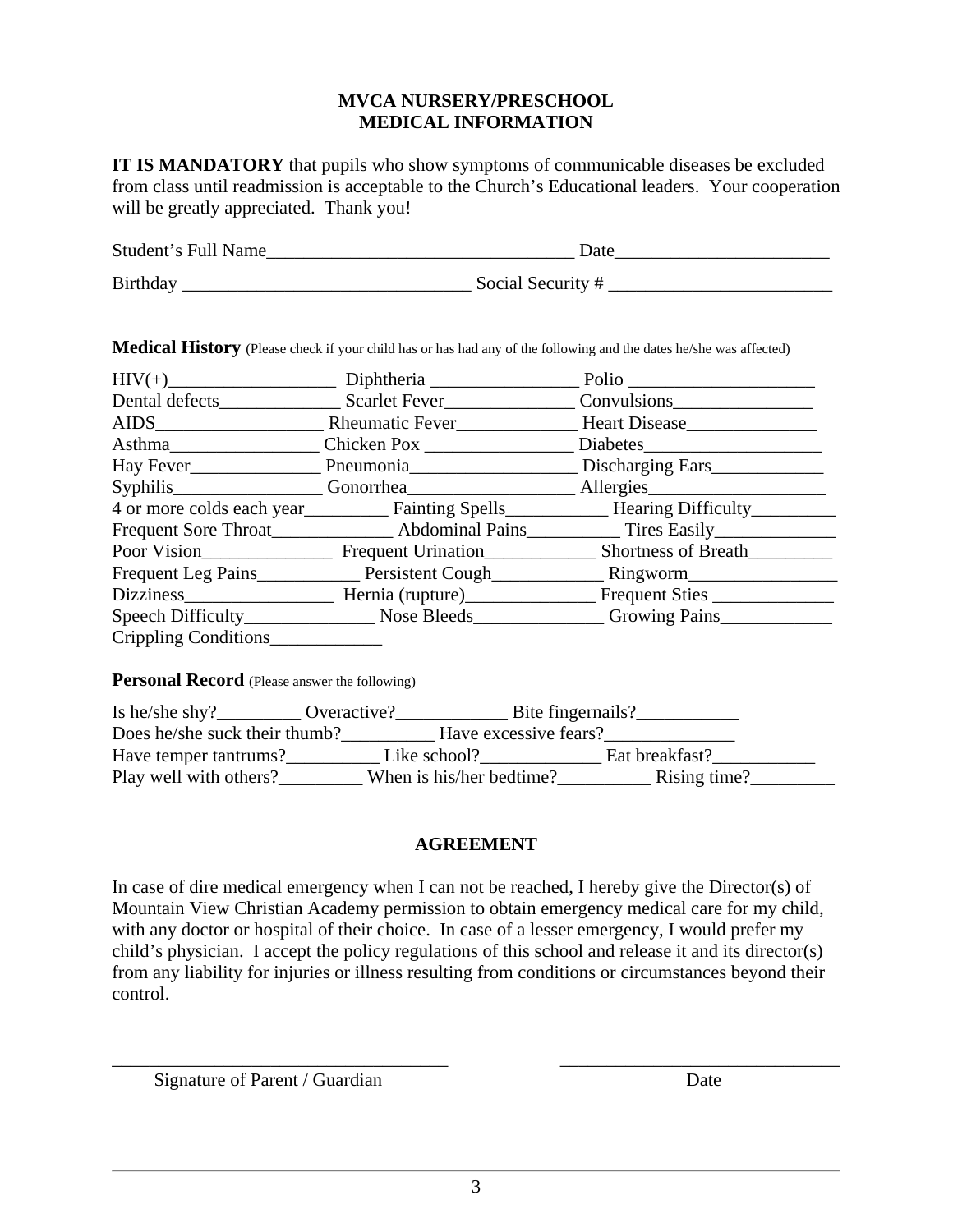**MVCA NURSERY/PRESCHOOL**
**MEDICAL INFORMATION**

**IT IS MANDATORY** that pupils who show symptoms of communicable diseases be excluded from class until readmission is acceptable to the Church's Educational leaders. Your cooperation will be greatly appreciated. Thank you!

Student's Full Name________________________________ Date______________________

Birthday ______________________________ Social Security # _______________________

**Medical History** (Please check if your child has or has had any of the following and the dates he/she was affected)

HIV(+)_________________ Diphtheria _______________ Polio ___________________
Dental defects____________ Scarlet Fever_____________ Convulsions______________
AIDS_________________ Rheumatic Fever____________ Heart Disease_____________
Asthma_______________ Chicken Pox _______________ Diabetes__________________
Hay Fever_____________ Pneumonia_________________ Discharging Ears___________
Syphilis_______________ Gonorrhea_________________ Allergies__________________
4 or more colds each year_________ Fainting Spells__________ Hearing Difficulty_________
Frequent Sore Throat____________ Abdominal Pains_________ Tires Easily____________
Poor Vision_____________ Frequent Urination___________ Shortness of Breath_________
Frequent Leg Pains__________ Persistent Cough___________ Ringworm_______________
Dizziness_______________ Hernia (rupture)_____________ Frequent Sties _____________
Speech Difficulty_____________ Nose Bleeds_____________ Growing Pains___________
Crippling Conditions___________

**Personal Record** (Please answer the following)

Is he/she shy?_________ Overactive?___________ Bite fingernails?__________
Does he/she suck their thumb?_________ Have excessive fears?_____________
Have temper tantrums?_________ Like school?____________ Eat breakfast?__________
Play well with others?_________ When is his/her bedtime?_________ Rising time?_________

---

**AGREEMENT**

In case of dire medical emergency when I can not be reached, I hereby give the Director(s) of Mountain View Christian Academy permission to obtain emergency medical care for my child, with any doctor or hospital of their choice. In case of a lesser emergency, I would prefer my child's physician. I accept the policy regulations of this school and release it and its director(s) from any liability for injuries or illness resulting from conditions or circumstances beyond their control.

___________________________________ ______________________________
Signature of Parent / Guardian Date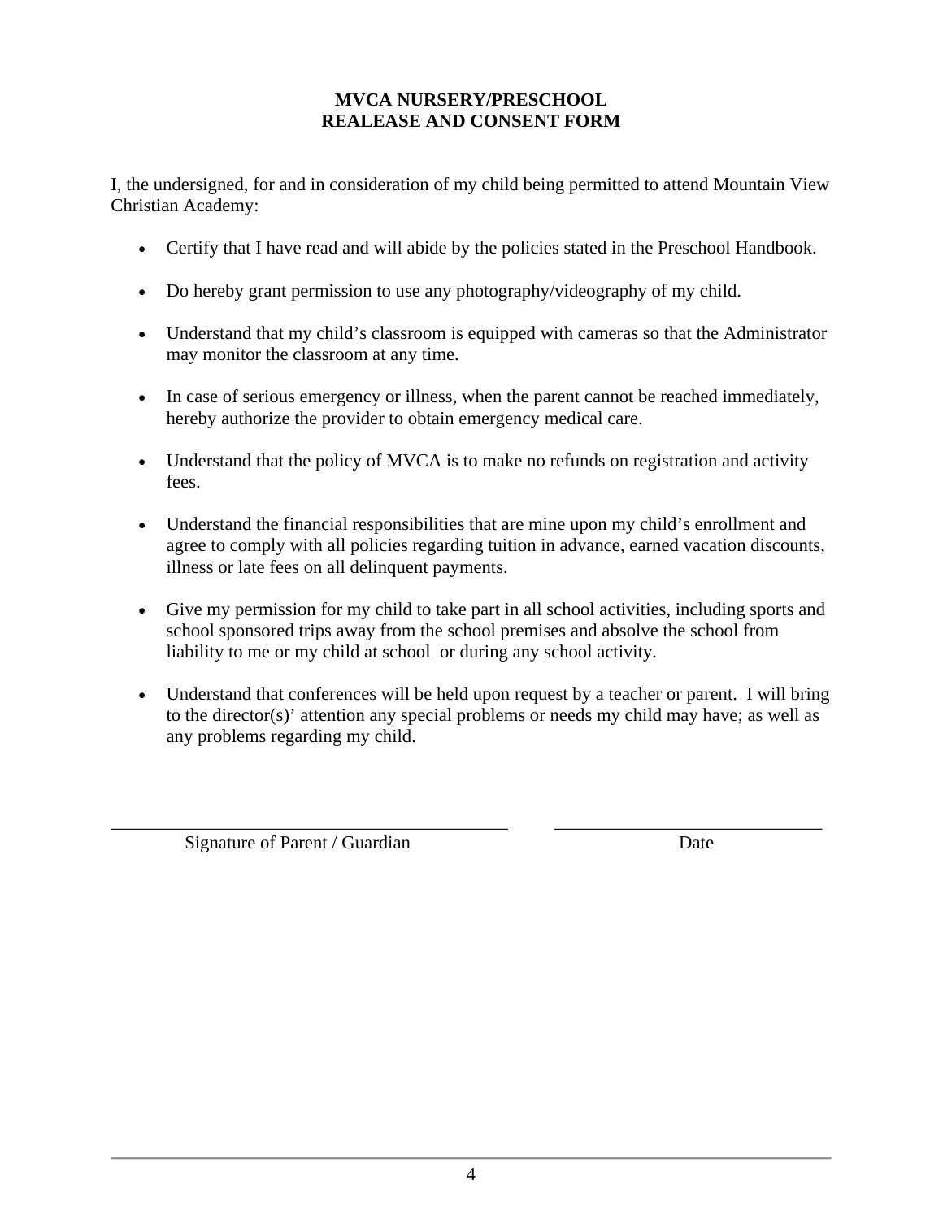**MVCA NURSERY/PRESCHOOL**
**REALEASE AND CONSENT FORM**

I, the undersigned, for and in consideration of my child being permitted to attend Mountain View Christian Academy:

- Certify that I have read and will abide by the policies stated in the Preschool Handbook.
- Do hereby grant permission to use any photography/videography of my child.
- Understand that my child's classroom is equipped with cameras so that the Administrator may monitor the classroom at any time.
- In case of serious emergency or illness, when the parent cannot be reached immediately, hereby authorize the provider to obtain emergency medical care.
- Understand that the policy of MVCA is to make no refunds on registration and activity fees.
- Understand the financial responsibilities that are mine upon my child's enrollment and agree to comply with all policies regarding tuition in advance, earned vacation discounts, illness or late fees on all delinquent payments.
- Give my permission for my child to take part in all school activities, including sports and school sponsored trips away from the school premises and absolve the school from liability to me or my child at school or during any school activity.
- Understand that conferences will be held upon request by a teacher or parent. I will bring to the director(s)' attention any special problems or needs my child may have; as well as any problems regarding my child.

\_\_\_\_\_\_\_\_\_\_\_\_\_\_\_\_\_\_\_\_\_\_\_\_\_\_\_\_\_\_\_\_\_\_\_\_\_\_\_\_\_\_ \_\_\_\_\_\_\_\_\_\_\_\_\_\_\_\_\_\_\_\_\_\_\_\_\_\_\_\_\_\_

Signature of Parent / Guardian Date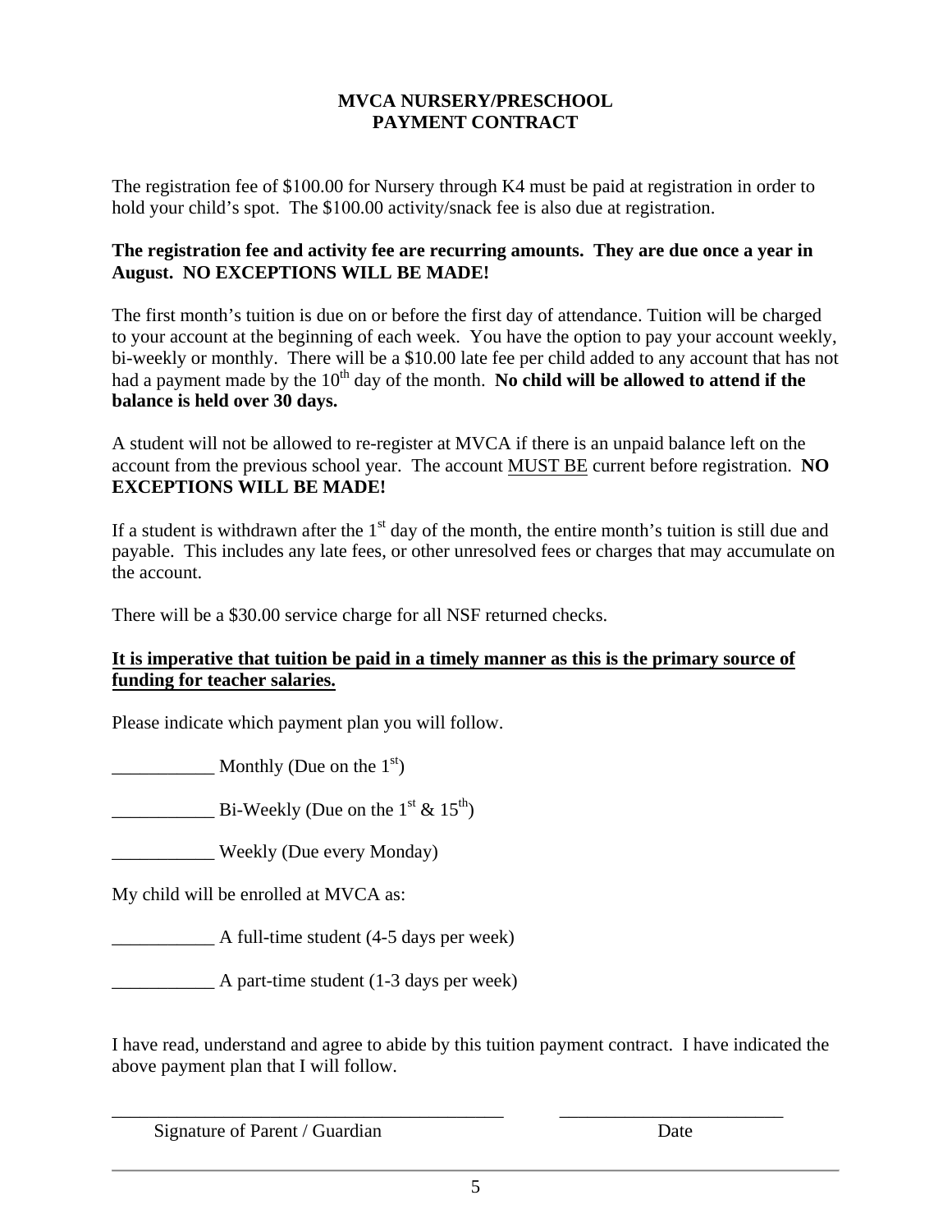# MVCA NURSERY/PRESCHOOL
# PAYMENT CONTRACT

The registration fee of $100.00 for Nursery through K4 must be paid at registration in order to hold your child's spot. The $100.00 activity/snack fee is also due at registration.

**The registration fee and activity fee are recurring amounts. They are due once a year in August. NO EXCEPTIONS WILL BE MADE!**

The first month's tuition is due on or before the first day of attendance. Tuition will be charged to your account at the beginning of each week. You have the option to pay your account weekly, bi-weekly or monthly. There will be a $10.00 late fee per child added to any account that has not had a payment made by the 10th day of the month. **No child will be allowed to attend if the balance is held over 30 days.**

A student will not be allowed to re-register at MVCA if there is an unpaid balance left on the account from the previous school year. The account MUST BE current before registration. **NO EXCEPTIONS WILL BE MADE!**

If a student is withdrawn after the 1st day of the month, the entire month's tuition is still due and payable. This includes any late fees, or other unresolved fees or charges that may accumulate on the account.

There will be a $30.00 service charge for all NSF returned checks.

**It is imperative that tuition be paid in a timely manner as this is the primary source of funding for teacher salaries.**

Please indicate which payment plan you will follow.

___________ Monthly (Due on the 1st)

___________ Bi-Weekly (Due on the 1st & 15th)

___________ Weekly (Due every Monday)

My child will be enrolled at MVCA as:

___________ A full-time student (4-5 days per week)

___________ A part-time student (1-3 days per week)

I have read, understand and agree to abide by this tuition payment contract. I have indicated the above payment plan that I will follow.

___________________________________________ ________________________

Signature of Parent / Guardian Date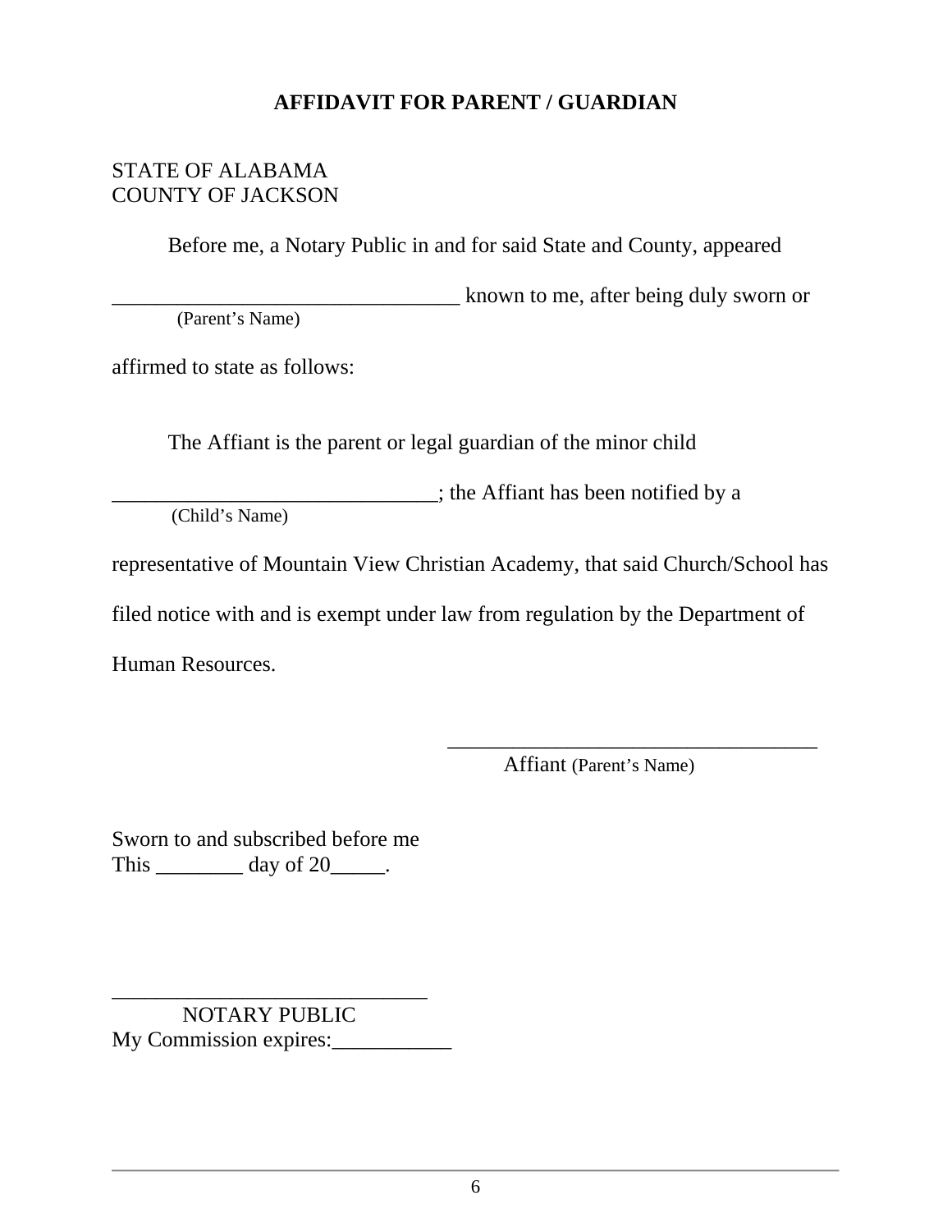# AFFIDAVIT FOR PARENT / GUARDIAN

STATE OF ALABAMA
COUNTY OF JACKSON

Before me, a Notary Public in and for said State and County, appeared

________________________________ known to me, after being duly sworn or
(Parent's Name)

affirmed to state as follows:

The Affiant is the parent or legal guardian of the minor child

______________________________; the Affiant has been notified by a
(Child's Name)

representative of Mountain View Christian Academy, that said Church/School has filed notice with and is exempt under law from regulation by the Department of Human Resources.

___________________________________
Affiant (Parent's Name)

Sworn to and subscribed before me
This ________ day of 20_____.

____________________________
NOTARY PUBLIC
My Commission expires:___________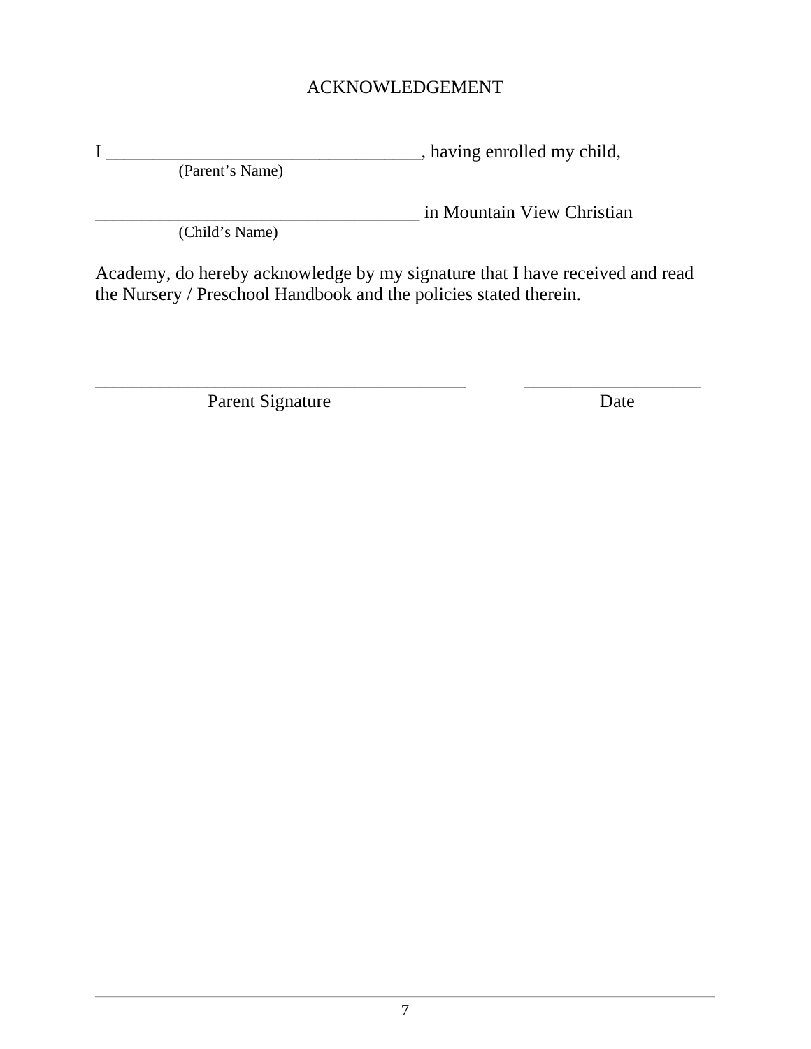# ACKNOWLEDGEMENT

I ___________________________________, having enrolled my child,
(Parent's Name)

____________________________________ in Mountain View Christian
(Child's Name)

Academy, do hereby acknowledge by my signature that I have received and read the Nursery / Preschool Handbook and the policies stated therein.

__________________________________________ ____________________
Parent Signature Date